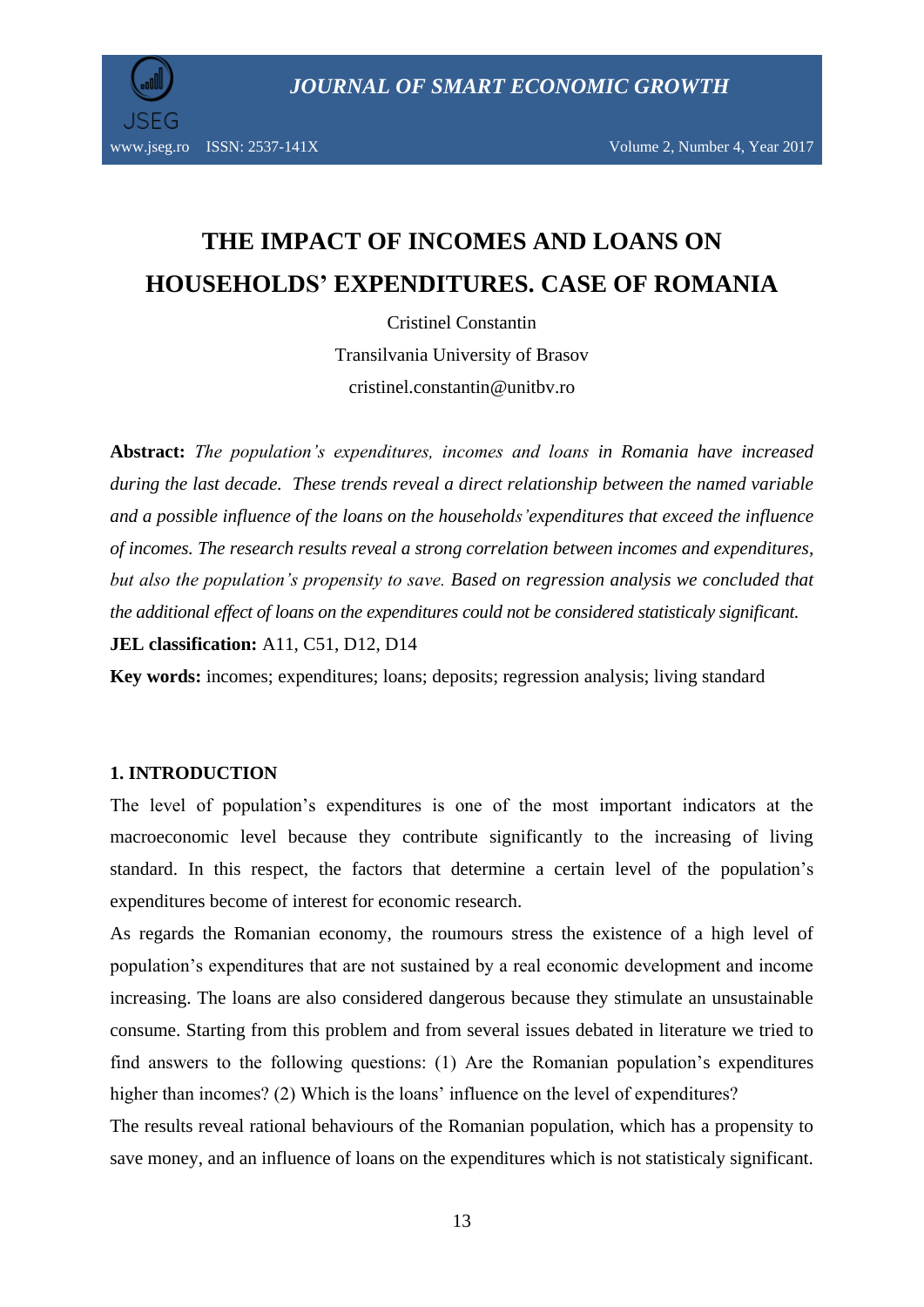# THE IMPACT OF INCOMES AND LOANS ON HOUSEHOLDS' EXPENDITURES. CASE OF ROMANIA

Cristinel Constantin

Transilvania University of Brasov

cristinel.constantin@unitbv.ro

**Abstract:** *The population's expenditures, incomes and loans in Romania have increased during the last decade. These trends reveal a direct relationship between the named variable and a possible influence of the loans on the households'expenditures that exceed the influence of incomes. The research results reveal a strong correlation between incomes and expenditures, but also the population's propensity to save. Based on regression analysis we concluded that the additional effect of loans on the expenditures could not be considered statisticaly significant.*

**JEL classification:** A11, C51, D12, D14

**Key words:** incomes; expenditures; loans; deposits; regression analysis; living standard

## 1. INTRODUCTION

The level of population's expenditures is one of the most important indicators at the macroeconomic level because they contribute significantly to the increasing of living standard. In this respect, the factors that determine a certain level of the population's expenditures become of interest for economic research.

As regards the Romanian economy, the roumours stress the existence of a high level of population's expenditures that are not sustained by a real economic development and income increasing. The loans are also considered dangerous because they stimulate an unsustainable consume. Starting from this problem and from several issues debated in literature we tried to find answers to the following questions: (1) Are the Romanian population's expenditures higher than incomes? (2) Which is the loans' influence on the level of expenditures?

The results reveal rational behaviours of the Romanian population, which has a propensity to save money, and an influence of loans on the expenditures which is not statisticaly significant.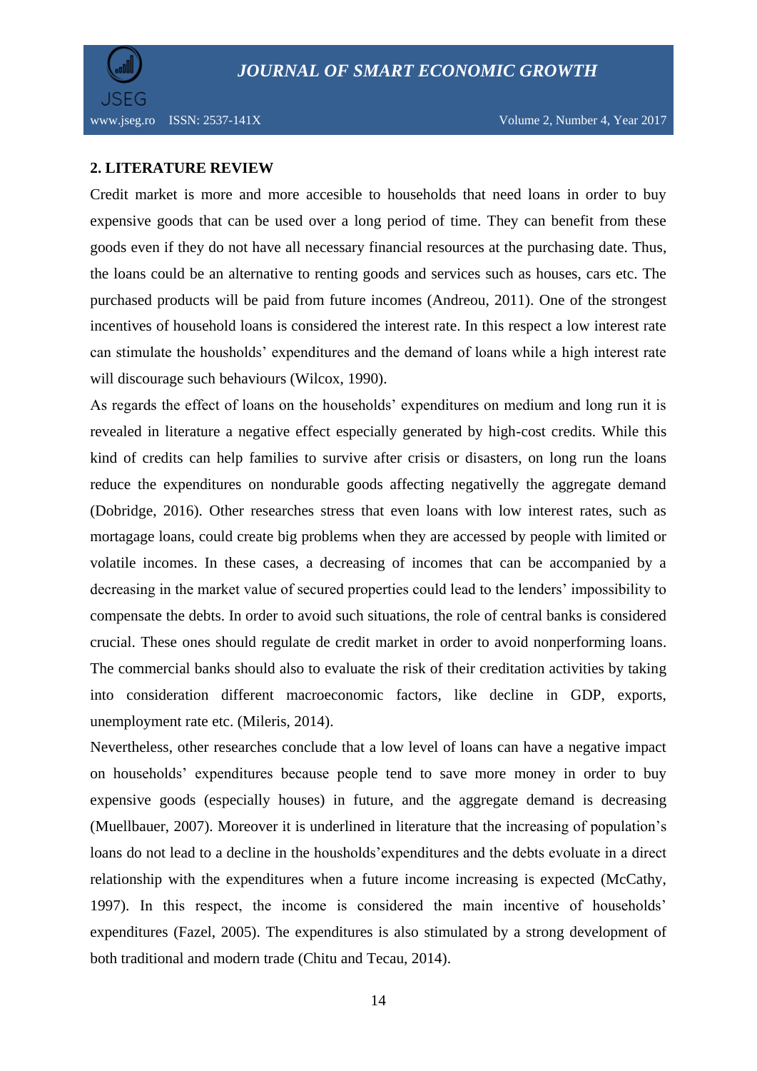## 2. LITERATURE REVIEW

Credit market is more and more accesible to households that need loans in order to buy expensive goods that can be used over a long period of time. They can benefit from these goods even if they do not have all necessary financial resources at the purchasing date. Thus, the loans could be an alternative to renting goods and services such as houses, cars etc. The purchased products will be paid from future incomes (Andreou, 2011). One of the strongest incentives of household loans is considered the interest rate. In this respect a low interest rate can stimulate the housholds' expenditures and the demand of loans while a high interest rate will discourage such behaviours (Wilcox, 1990).

As regards the effect of loans on the households' expenditures on medium and long run it is revealed in literature a negative effect especially generated by high-cost credits. While this kind of credits can help families to survive after crisis or disasters, on long run the loans reduce the expenditures on nondurable goods affecting negativelly the aggregate demand (Dobridge, 2016). Other researches stress that even loans with low interest rates, such as mortagage loans, could create big problems when they are accessed by people with limited or volatile incomes. In these cases, a decreasing of incomes that can be accompanied by a decreasing in the market value of secured properties could lead to the lenders' impossibility to compensate the debts. In order to avoid such situations, the role of central banks is considered crucial. These ones should regulate de credit market in order to avoid nonperforming loans. The commercial banks should also to evaluate the risk of their creditation activities by taking into consideration different macroeconomic factors, like decline in GDP, exports, unemployment rate etc. (Mileris, 2014).

Nevertheless, other researches conclude that a low level of loans can have a negative impact on households' expenditures because people tend to save more money in order to buy expensive goods (especially houses) in future, and the aggregate demand is decreasing (Muellbauer, 2007). Moreover it is underlined in literature that the increasing of population's loans do not lead to a decline in the housholds'expenditures and the debts evoluate in a direct relationship with the expenditures when a future income increasing is expected (McCathy, 1997). In this respect, the income is considered the main incentive of households' expenditures (Fazel, 2005). The expenditures is also stimulated by a strong development of both traditional and modern trade (Chitu and Tecau, 2014).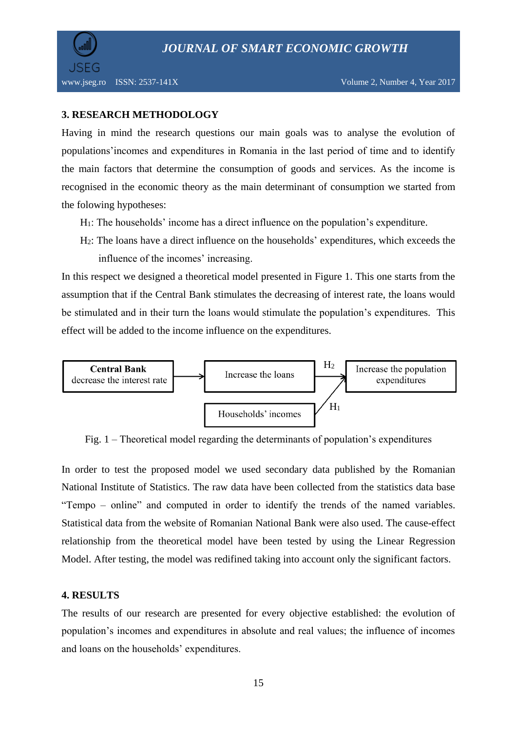## 3. RESEARCH METHODOLOGY

Having in mind the research questions our main goals was to analyse the evolution of populations'incomes and expenditures in Romania in the last period of time and to identify the main factors that determine the consumption of goods and services. As the income is recognised in the economic theory as the main determinant of consumption we started from the folowing hypotheses:

$H_1$: The households' income has a direct influence on the population's expenditure.

$H_2$: The loans have a direct influence on the households' expenditures, which exceeds the influence of the incomes' increasing.

In this respect we designed a theoretical model presented in Figure 1. This one starts from the assumption that if the Central Bank stimulates the decreasing of interest rate, the loans would be stimulated and in their turn the loans would stimulate the population's expenditures. This effect will be added to the income influence on the expenditures.

**Central Bank** decrease the interest rate → Increase the loans → ($H_2$) Increase the population expenditures

Households' incomes → ($H_1$) Increase the population expenditures

Fig. 1 – Theoretical model regarding the determinants of population's expenditures

In order to test the proposed model we used secondary data published by the Romanian National Institute of Statistics. The raw data have been collected from the statistics data base "Tempo – online" and computed in order to identify the trends of the named variables. Statistical data from the website of Romanian National Bank were also used. The cause-effect relationship from the theoretical model have been tested by using the Linear Regression Model. After testing, the model was redifined taking into account only the significant factors.

## 4. RESULTS

The results of our research are presented for every objective established: the evolution of population's incomes and expenditures in absolute and real values; the influence of incomes and loans on the households' expenditures.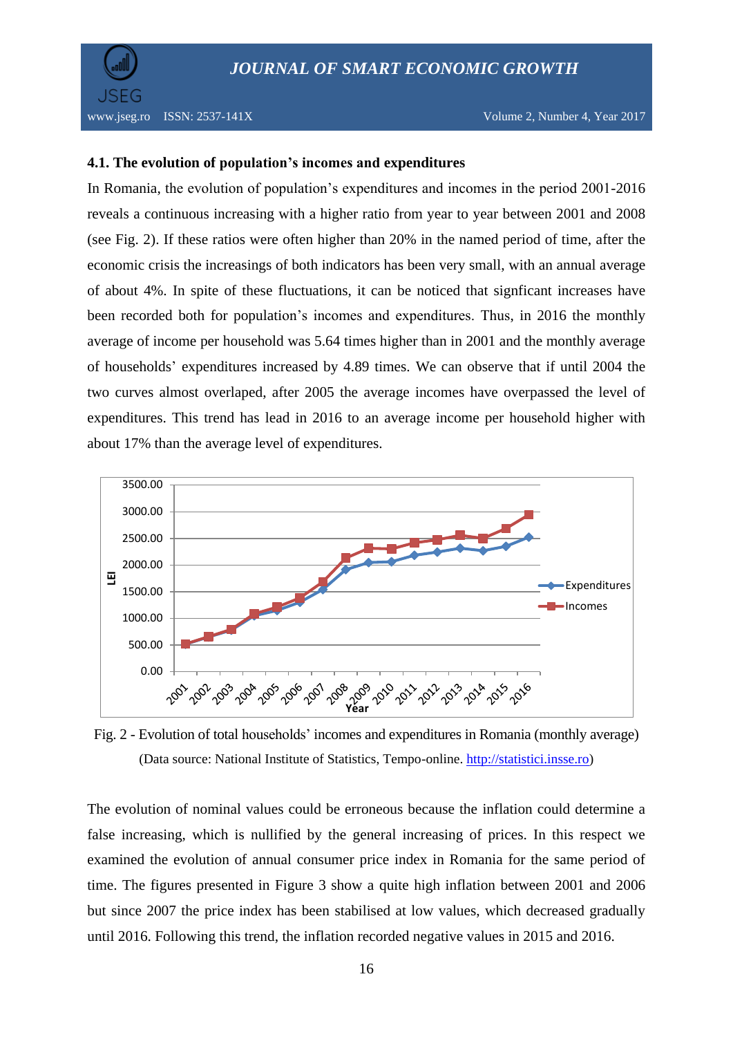### 4.1. The evolution of population's incomes and expenditures

In Romania, the evolution of population's expenditures and incomes in the period 2001-2016 reveals a continuous increasing with a higher ratio from year to year between 2001 and 2008 (see Fig. 2). If these ratios were often higher than 20% in the named period of time, after the economic crisis the increasings of both indicators has been very small, with an annual average of about 4%. In spite of these fluctuations, it can be noticed that signficant increases have been recorded both for population's incomes and expenditures. Thus, in 2016 the monthly average of income per household was 5.64 times higher than in 2001 and the monthly average of households' expenditures increased by 4.89 times. We can observe that if until 2004 the two curves almost overlaped, after 2005 the average incomes have overpassed the level of expenditures. This trend has lead in 2016 to an average income per household higher with about 17% than the average level of expenditures.

Fig. 2 - Evolution of total households' incomes and expenditures in Romania (monthly average)
(Data source: National Institute of Statistics, Tempo-online. http://statistici.insse.ro)

The evolution of nominal values could be erroneous because the inflation could determine a false increasing, which is nullified by the general increasing of prices. In this respect we examined the evolution of annual consumer price index in Romania for the same period of time. The figures presented in Figure 3 show a quite high inflation between 2001 and 2006 but since 2007 the price index has been stabilised at low values, which decreased gradually until 2016. Following this trend, the inflation recorded negative values in 2015 and 2016.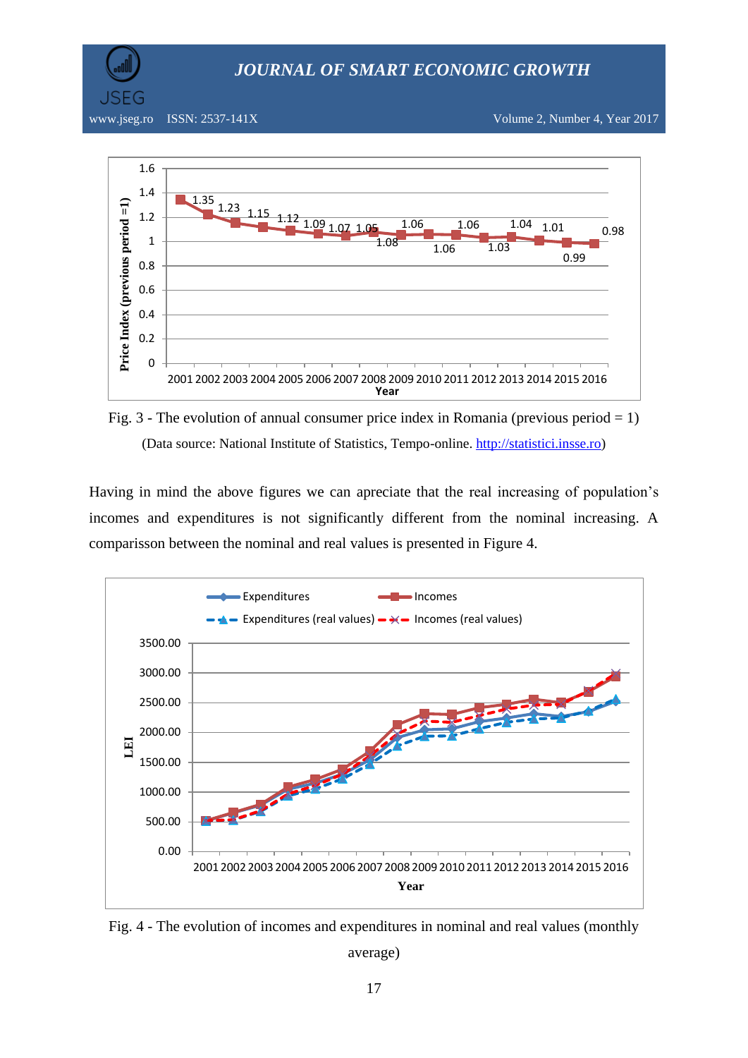Fig. 3 - The evolution of annual consumer price index in Romania (previous period = 1)

(Data source: National Institute of Statistics, Tempo-online. http://statistici.insse.ro)

Having in mind the above figures we can apreciate that the real increasing of population's incomes and expenditures is not significantly different from the nominal increasing. A comparisson between the nominal and real values is presented in Figure 4.

Fig. 4 - The evolution of incomes and expenditures in nominal and real values (monthly average)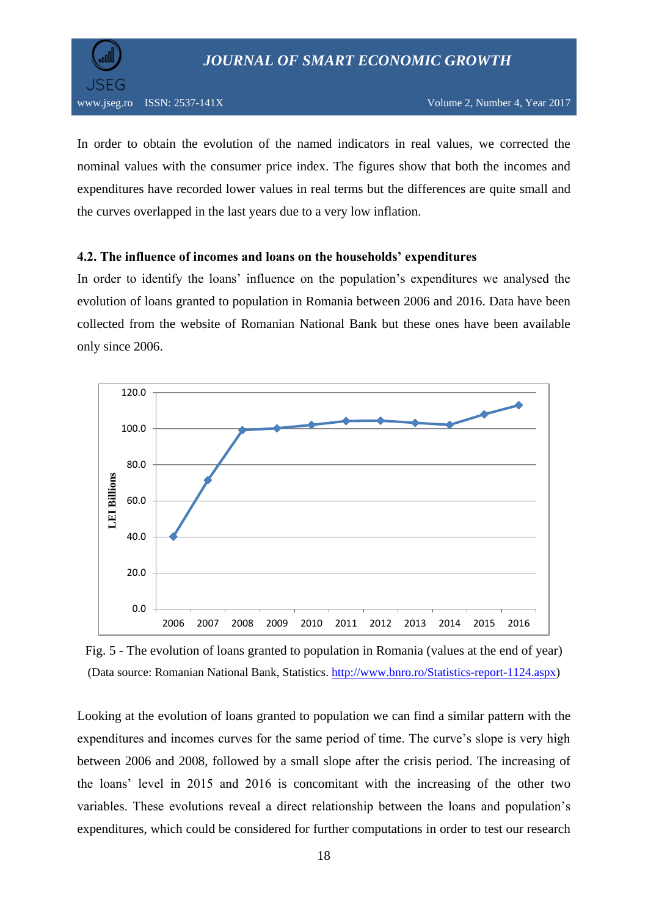In order to obtain the evolution of the named indicators in real values, we corrected the nominal values with the consumer price index. The figures show that both the incomes and expenditures have recorded lower values in real terms but the differences are quite small and the curves overlapped in the last years due to a very low inflation.

### 4.2. The influence of incomes and loans on the households' expenditures

In order to identify the loans' influence on the population's expenditures we analysed the evolution of loans granted to population in Romania between 2006 and 2016. Data have been collected from the website of Romanian National Bank but these ones have been available only since 2006.

Fig. 5 - The evolution of loans granted to population in Romania (values at the end of year)
(Data source: Romanian National Bank, Statistics. http://www.bnro.ro/Statistics-report-1124.aspx)

Looking at the evolution of loans granted to population we can find a similar pattern with the expenditures and incomes curves for the same period of time. The curve's slope is very high between 2006 and 2008, followed by a small slope after the crisis period. The increasing of the loans' level in 2015 and 2016 is concomitant with the increasing of the other two variables. These evolutions reveal a direct relationship between the loans and population's expenditures, which could be considered for further computations in order to test our research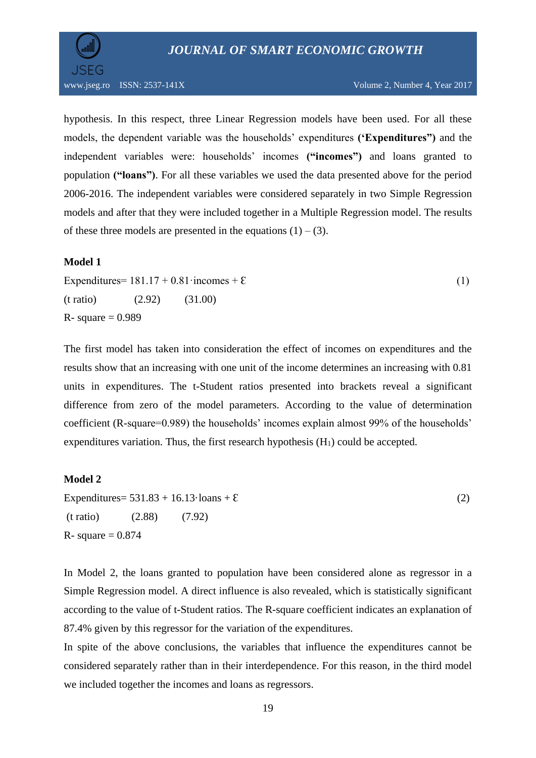hypothesis. In this respect, three Linear Regression models have been used. For all these models, the dependent variable was the households' expenditures **('Expenditures")** and the independent variables were: households' incomes **("incomes")** and loans granted to population **("loans")**. For all these variables we used the data presented above for the period 2006-2016. The independent variables were considered separately in two Simple Regression models and after that they were included together in a Multiple Regression model. The results of these three models are presented in the equations (1) – (3).

**Model 1**

$$\text{Expenditures} = 181.17 + 0.81 \cdot \text{incomes} + \varepsilon \qquad (1)$$

(t ratio) (2.92) (31.00)

R- square = 0.989

The first model has taken into consideration the effect of incomes on expenditures and the results show that an increasing with one unit of the income determines an increasing with 0.81 units in expenditures. The t-Student ratios presented into brackets reveal a significant difference from zero of the model parameters. According to the value of determination coefficient (R-square=0.989) the households' incomes explain almost 99% of the households' expenditures variation. Thus, the first research hypothesis ($H_1$) could be accepted.

**Model 2**

$$\text{Expenditures} = 531.83 + 16.13 \cdot \text{loans} + \varepsilon \qquad (2)$$

(t ratio) (2.88) (7.92)

R- square = 0.874

In Model 2, the loans granted to population have been considered alone as regressor in a Simple Regression model. A direct influence is also revealed, which is statistically significant according to the value of t-Student ratios. The R-square coefficient indicates an explanation of 87.4% given by this regressor for the variation of the expenditures.

In spite of the above conclusions, the variables that influence the expenditures cannot be considered separately rather than in their interdependence. For this reason, in the third model we included together the incomes and loans as regressors.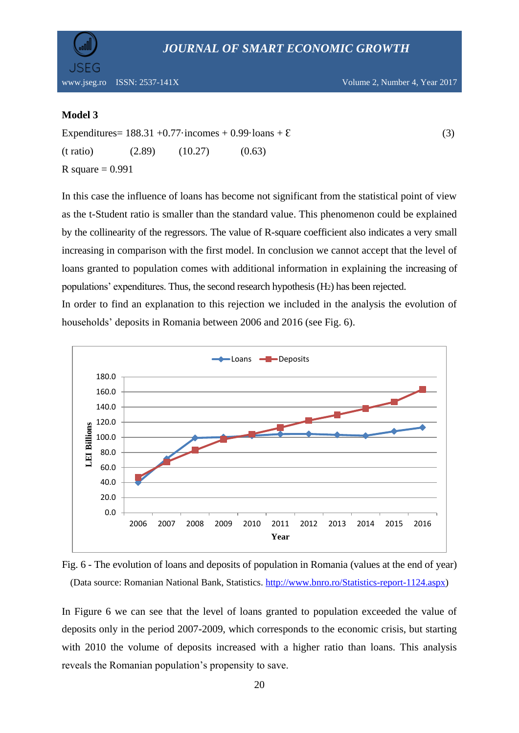**Model 3**

$$\text{Expenditures} = 188.31 + 0.77 \cdot \text{incomes} + 0.99 \cdot \text{loans} + \varepsilon \quad (3)$$

(t ratio) (2.89) (10.27) (0.63)

R square = 0.991

In this case the influence of loans has become not significant from the statistical point of view as the t-Student ratio is smaller than the standard value. This phenomenon could be explained by the collinearity of the regressors. The value of R-square coefficient also indicates a very small increasing in comparison with the first model. In conclusion we cannot accept that the level of loans granted to population comes with additional information in explaining the increasing of populations' expenditures. Thus, the second research hypothesis ($H_2$) has been rejected.

In order to find an explanation to this rejection we included in the analysis the evolution of households' deposits in Romania between 2006 and 2016 (see Fig. 6).

Fig. 6 - The evolution of loans and deposits of population in Romania (values at the end of year)

(Data source: Romanian National Bank, Statistics. http://www.bnro.ro/Statistics-report-1124.aspx)

In Figure 6 we can see that the level of loans granted to population exceeded the value of deposits only in the period 2007-2009, which corresponds to the economic crisis, but starting with 2010 the volume of deposits increased with a higher ratio than loans. This analysis reveals the Romanian population's propensity to save.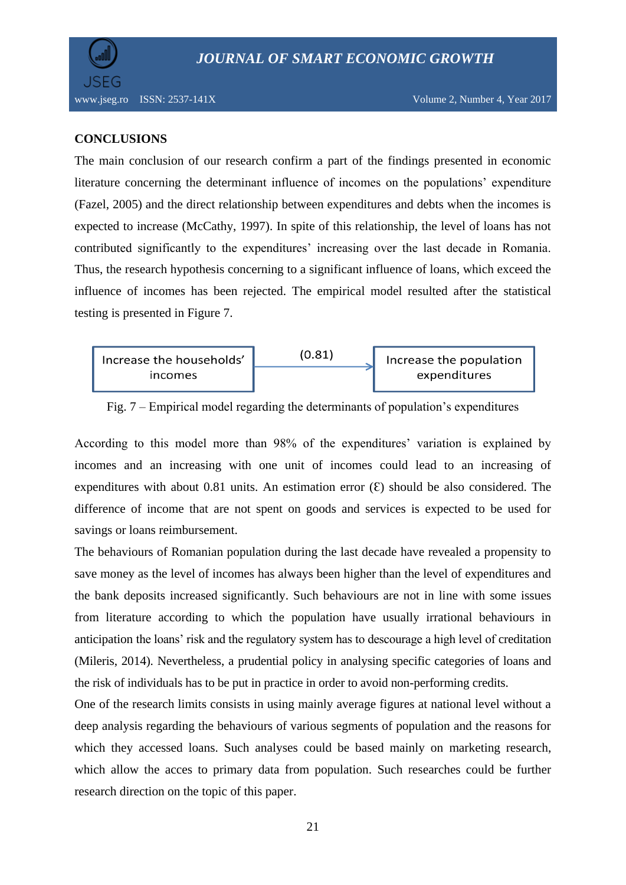## CONCLUSIONS

The main conclusion of our research confirm a part of the findings presented in economic literature concerning the determinant influence of incomes on the populations' expenditure (Fazel, 2005) and the direct relationship between expenditures and debts when the incomes is expected to increase (McCathy, 1997). In spite of this relationship, the level of loans has not contributed significantly to the expenditures' increasing over the last decade in Romania. Thus, the research hypothesis concerning to a significant influence of loans, which exceed the influence of incomes has been rejected. The empirical model resulted after the statistical testing is presented in Figure 7.

Increase the households' incomes → (0.81) → Increase the population expenditures

Fig. 7 – Empirical model regarding the determinants of population's expenditures

According to this model more than 98% of the expenditures' variation is explained by incomes and an increasing with one unit of incomes could lead to an increasing of expenditures with about 0.81 units. An estimation error ($\mathcal{E}$) should be also considered. The difference of income that are not spent on goods and services is expected to be used for savings or loans reimbursement.

The behaviours of Romanian population during the last decade have revealed a propensity to save money as the level of incomes has always been higher than the level of expenditures and the bank deposits increased significantly. Such behaviours are not in line with some issues from literature according to which the population have usually irrational behaviours in anticipation the loans' risk and the regulatory system has to descourage a high level of creditation (Mileris, 2014). Nevertheless, a prudential policy in analysing specific categories of loans and the risk of individuals has to be put in practice in order to avoid non-performing credits.

One of the research limits consists in using mainly average figures at national level without a deep analysis regarding the behaviours of various segments of population and the reasons for which they accessed loans. Such analyses could be based mainly on marketing research, which allow the acces to primary data from population. Such researches could be further research direction on the topic of this paper.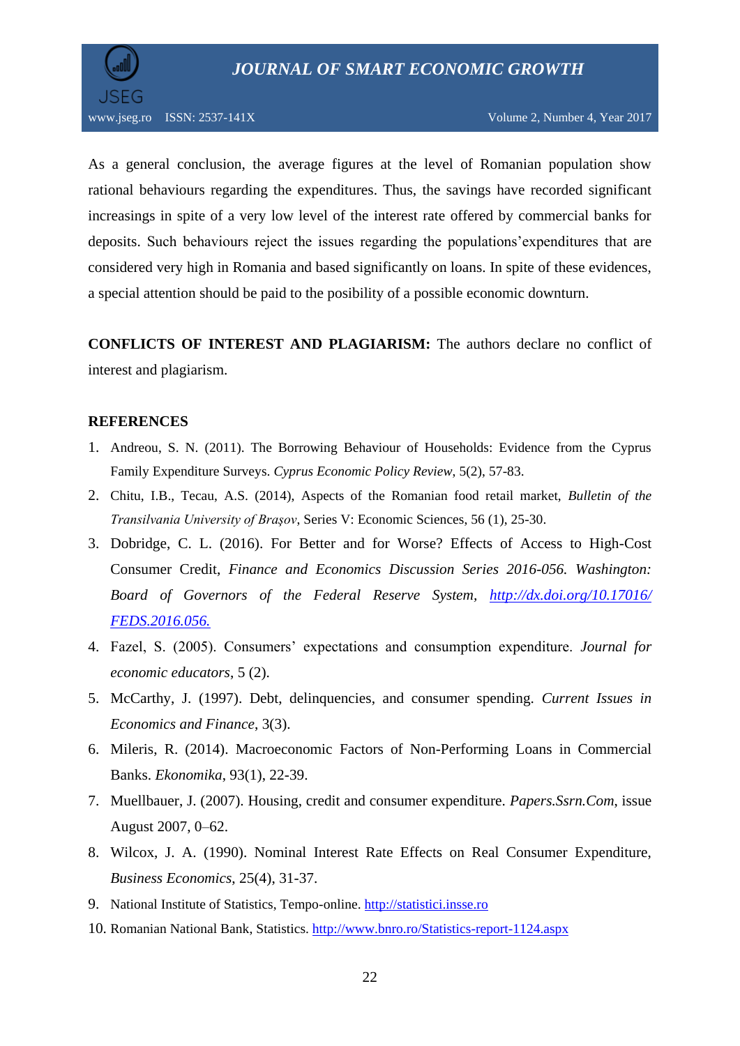As a general conclusion, the average figures at the level of Romanian population show rational behaviours regarding the expenditures. Thus, the savings have recorded significant increasings in spite of a very low level of the interest rate offered by commercial banks for deposits. Such behaviours reject the issues regarding the populations'expenditures that are considered very high in Romania and based significantly on loans. In spite of these evidences, a special attention should be paid to the posibility of a possible economic downturn.

**CONFLICTS OF INTEREST AND PLAGIARISM:** The authors declare no conflict of interest and plagiarism.

## REFERENCES

1. Andreou, S. N. (2011). The Borrowing Behaviour of Households: Evidence from the Cyprus Family Expenditure Surveys. *Cyprus Economic Policy Review*, 5(2), 57-83.
2. Chitu, I.B., Tecau, A.S. (2014), Aspects of the Romanian food retail market, *Bulletin of the Transilvania University of Braşov*, Series V: Economic Sciences, 56 (1), 25-30.
3. Dobridge, C. L. (2016). For Better and for Worse? Effects of Access to High-Cost Consumer Credit, *Finance and Economics Discussion Series 2016-056. Washington: Board of Governors of the Federal Reserve System*, http://dx.doi.org/10.17016/FEDS.2016.056.
4. Fazel, S. (2005). Consumers' expectations and consumption expenditure. *Journal for economic educators*, 5 (2).
5. McCarthy, J. (1997). Debt, delinquencies, and consumer spending. *Current Issues in Economics and Finance*, 3(3).
6. Mileris, R. (2014). Macroeconomic Factors of Non-Performing Loans in Commercial Banks. *Ekonomika*, 93(1), 22-39.
7. Muellbauer, J. (2007). Housing, credit and consumer expenditure. *Papers.Ssrn.Com*, issue August 2007, 0–62.
8. Wilcox, J. A. (1990). Nominal Interest Rate Effects on Real Consumer Expenditure, *Business Economics*, 25(4), 31-37.
9. National Institute of Statistics, Tempo-online. http://statistici.insse.ro
10. Romanian National Bank, Statistics. http://www.bnro.ro/Statistics-report-1124.aspx